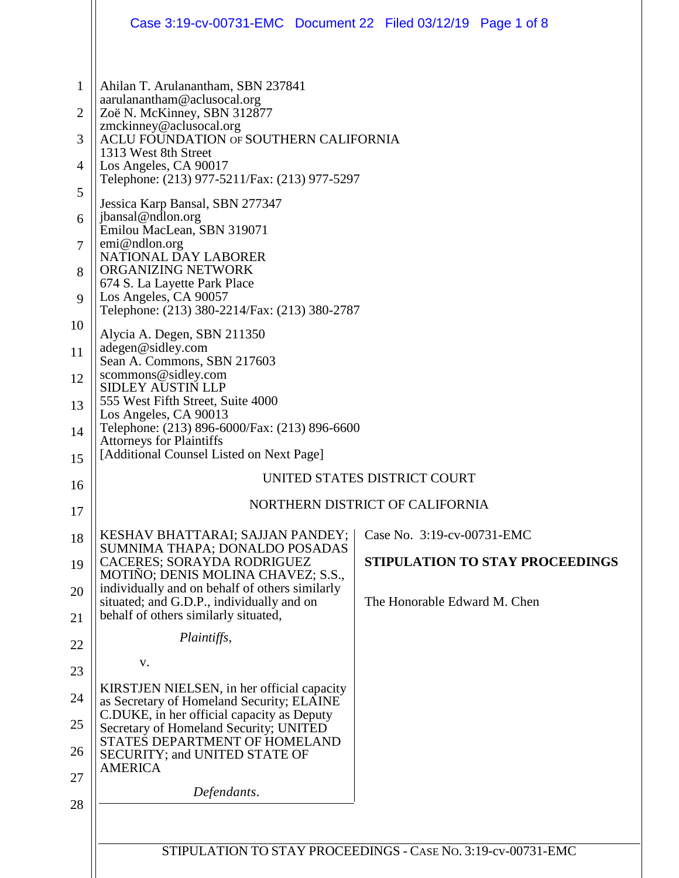Ahilan T. Arulanantham, SBN 237841
aarulanantham@aclusocal.org
Zoë N. McKinney, SBN 312877
zmckinney@aclusocal.org
ACLU FOUNDATION OF SOUTHERN CALIFORNIA
1313 West 8th Street
Los Angeles, CA 90017
Telephone: (213) 977-5211/Fax: (213) 977-5297

Jessica Karp Bansal, SBN 277347
jbansal@ndlon.org
Emilou MacLean, SBN 319071
emi@ndlon.org
NATIONAL DAY LABORER ORGANIZING NETWORK
674 S. La Layette Park Place
Los Angeles, CA 90057
Telephone: (213) 380-2214/Fax: (213) 380-2787

Alycia A. Degen, SBN 211350
adegen@sidley.com
Sean A. Commons, SBN 217603
scommons@sidley.com
SIDLEY AUSTIN LLP
555 West Fifth Street, Suite 4000
Los Angeles, CA 90013
Telephone: (213) 896-6000/Fax: (213) 896-6600
Attorneys for Plaintiffs
[Additional Counsel Listed on Next Page]

UNITED STATES DISTRICT COURT

NORTHERN DISTRICT OF CALIFORNIA

KESHAV BHATTARAI; SAJJAN PANDEY; SUMNIMA THAPA; DONALDO POSADAS CACERES; SORAYDA RODRIGUEZ MOTIÑO; DENIS MOLINA CHAVEZ; S.S., individually and on behalf of others similarly situated; and G.D.P., individually and on behalf of others similarly situated,

*Plaintiffs*,

v.

KIRSTJEN NIELSEN, in her official capacity as Secretary of Homeland Security; ELAINE C.DUKE, in her official capacity as Deputy Secretary of Homeland Security; UNITED STATES DEPARTMENT OF HOMELAND SECURITY; and UNITED STATE OF AMERICA

*Defendants*.

Case No. 3:19-cv-00731-EMC

**STIPULATION TO STAY PROCEEDINGS**

The Honorable Edward M. Chen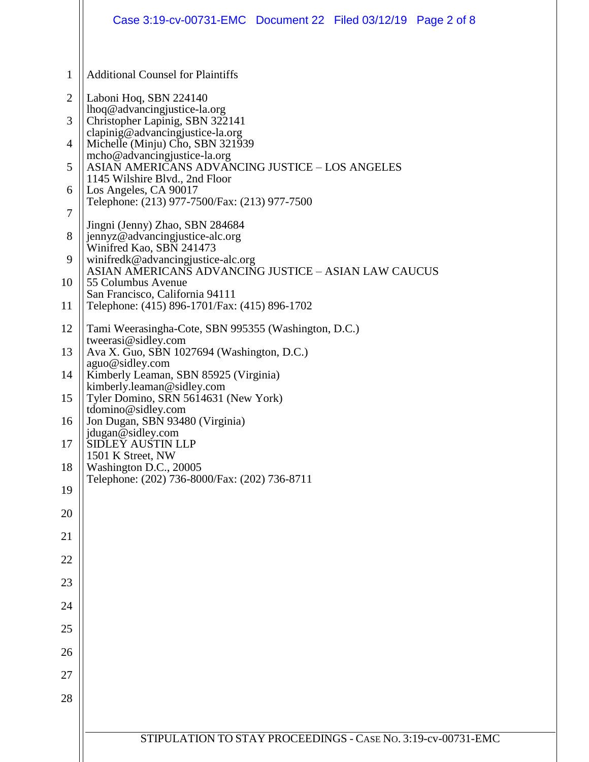Additional Counsel for Plaintiffs

Laboni Hoq, SBN 224140
lhoq@advancingjustice-la.org
Christopher Lapinig, SBN 322141
clapinig@advancingjustice-la.org
Michelle (Minju) Cho, SBN 321939
mcho@advancingjustice-la.org
ASIAN AMERICANS ADVANCING JUSTICE – LOS ANGELES
1145 Wilshire Blvd., 2nd Floor
Los Angeles, CA 90017
Telephone: (213) 977-7500/Fax: (213) 977-7500

Jingni (Jenny) Zhao, SBN 284684
jennyz@advancingjustice-alc.org
Winifred Kao, SBN 241473
winifredk@advancingjustice-alc.org
ASIAN AMERICANS ADVANCING JUSTICE – ASIAN LAW CAUCUS
55 Columbus Avenue
San Francisco, California 94111
Telephone: (415) 896-1701/Fax: (415) 896-1702

Tami Weerasingha-Cote, SBN 995355 (Washington, D.C.)
tweerasi@sidley.com
Ava X. Guo, SBN 1027694 (Washington, D.C.)
aguo@sidley.com
Kimberly Leaman, SBN 85925 (Virginia)
kimberly.leaman@sidley.com
Tyler Domino, SRN 5614631 (New York)
tdomino@sidley.com
Jon Dugan, SBN 93480 (Virginia)
jdugan@sidley.com
SIDLEY AUSTIN LLP
1501 K Street, NW
Washington D.C., 20005
Telephone: (202) 736-8000/Fax: (202) 736-8711

STIPULATION TO STAY PROCEEDINGS - CASE NO. 3:19-cv-00731-EMC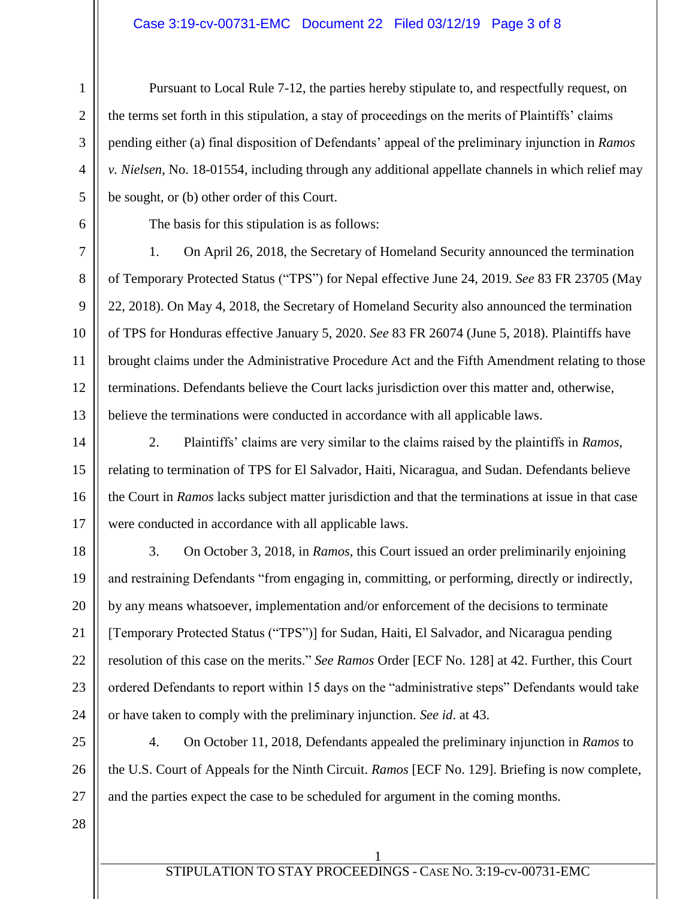Pursuant to Local Rule 7-12, the parties hereby stipulate to, and respectfully request, on the terms set forth in this stipulation, a stay of proceedings on the merits of Plaintiffs' claims pending either (a) final disposition of Defendants' appeal of the preliminary injunction in *Ramos v. Nielsen*, No. 18-01554, including through any additional appellate channels in which relief may be sought, or (b) other order of this Court.

The basis for this stipulation is as follows:

1. On April 26, 2018, the Secretary of Homeland Security announced the termination of Temporary Protected Status ("TPS") for Nepal effective June 24, 2019. *See* 83 FR 23705 (May 22, 2018). On May 4, 2018, the Secretary of Homeland Security also announced the termination of TPS for Honduras effective January 5, 2020. *See* 83 FR 26074 (June 5, 2018). Plaintiffs have brought claims under the Administrative Procedure Act and the Fifth Amendment relating to those terminations. Defendants believe the Court lacks jurisdiction over this matter and, otherwise, believe the terminations were conducted in accordance with all applicable laws.

2. Plaintiffs' claims are very similar to the claims raised by the plaintiffs in *Ramos*, relating to termination of TPS for El Salvador, Haiti, Nicaragua, and Sudan. Defendants believe the Court in *Ramos* lacks subject matter jurisdiction and that the terminations at issue in that case were conducted in accordance with all applicable laws.

3. On October 3, 2018, in *Ramos*, this Court issued an order preliminarily enjoining and restraining Defendants "from engaging in, committing, or performing, directly or indirectly, by any means whatsoever, implementation and/or enforcement of the decisions to terminate [Temporary Protected Status ("TPS")] for Sudan, Haiti, El Salvador, and Nicaragua pending resolution of this case on the merits." *See Ramos* Order [ECF No. 128] at 42. Further, this Court ordered Defendants to report within 15 days on the "administrative steps" Defendants would take or have taken to comply with the preliminary injunction. *See id*. at 43.

4. On October 11, 2018, Defendants appealed the preliminary injunction in *Ramos* to the U.S. Court of Appeals for the Ninth Circuit. *Ramos* [ECF No. 129]. Briefing is now complete, and the parties expect the case to be scheduled for argument in the coming months.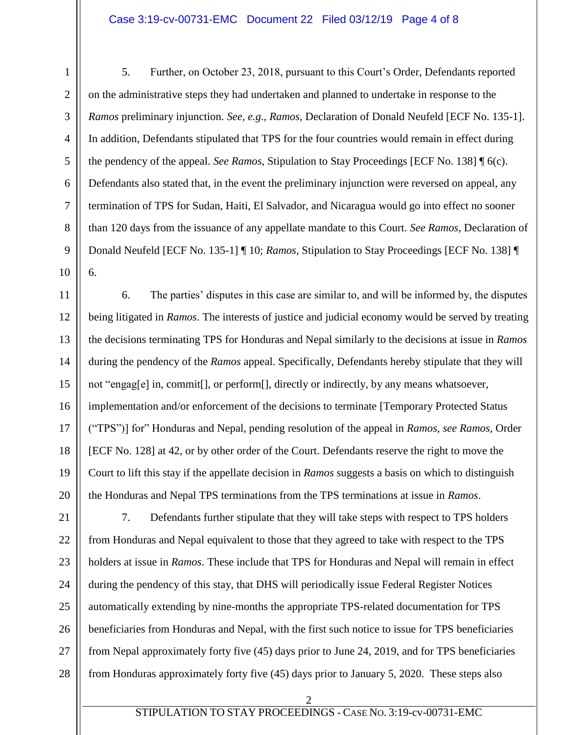5. Further, on October 23, 2018, pursuant to this Court's Order, Defendants reported on the administrative steps they had undertaken and planned to undertake in response to the *Ramos* preliminary injunction. *See, e.g., Ramos*, Declaration of Donald Neufeld [ECF No. 135-1]. In addition, Defendants stipulated that TPS for the four countries would remain in effect during the pendency of the appeal. *See Ramos*, Stipulation to Stay Proceedings [ECF No. 138] ¶ 6(c). Defendants also stated that, in the event the preliminary injunction were reversed on appeal, any termination of TPS for Sudan, Haiti, El Salvador, and Nicaragua would go into effect no sooner than 120 days from the issuance of any appellate mandate to this Court. *See Ramos*, Declaration of Donald Neufeld [ECF No. 135-1] ¶ 10; *Ramos*, Stipulation to Stay Proceedings [ECF No. 138] ¶ 6.

6. The parties' disputes in this case are similar to, and will be informed by, the disputes being litigated in *Ramos*. The interests of justice and judicial economy would be served by treating the decisions terminating TPS for Honduras and Nepal similarly to the decisions at issue in *Ramos* during the pendency of the *Ramos* appeal. Specifically, Defendants hereby stipulate that they will not "engag[e] in, commit[], or perform[], directly or indirectly, by any means whatsoever, implementation and/or enforcement of the decisions to terminate [Temporary Protected Status ("TPS")] for" Honduras and Nepal, pending resolution of the appeal in *Ramos*, *see Ramos*, Order [ECF No. 128] at 42, or by other order of the Court. Defendants reserve the right to move the Court to lift this stay if the appellate decision in *Ramos* suggests a basis on which to distinguish the Honduras and Nepal TPS terminations from the TPS terminations at issue in *Ramos*.

7. Defendants further stipulate that they will take steps with respect to TPS holders from Honduras and Nepal equivalent to those that they agreed to take with respect to the TPS holders at issue in *Ramos*. These include that TPS for Honduras and Nepal will remain in effect during the pendency of this stay, that DHS will periodically issue Federal Register Notices automatically extending by nine-months the appropriate TPS-related documentation for TPS beneficiaries from Honduras and Nepal, with the first such notice to issue for TPS beneficiaries from Nepal approximately forty five (45) days prior to June 24, 2019, and for TPS beneficiaries from Honduras approximately forty five (45) days prior to January 5, 2020. These steps also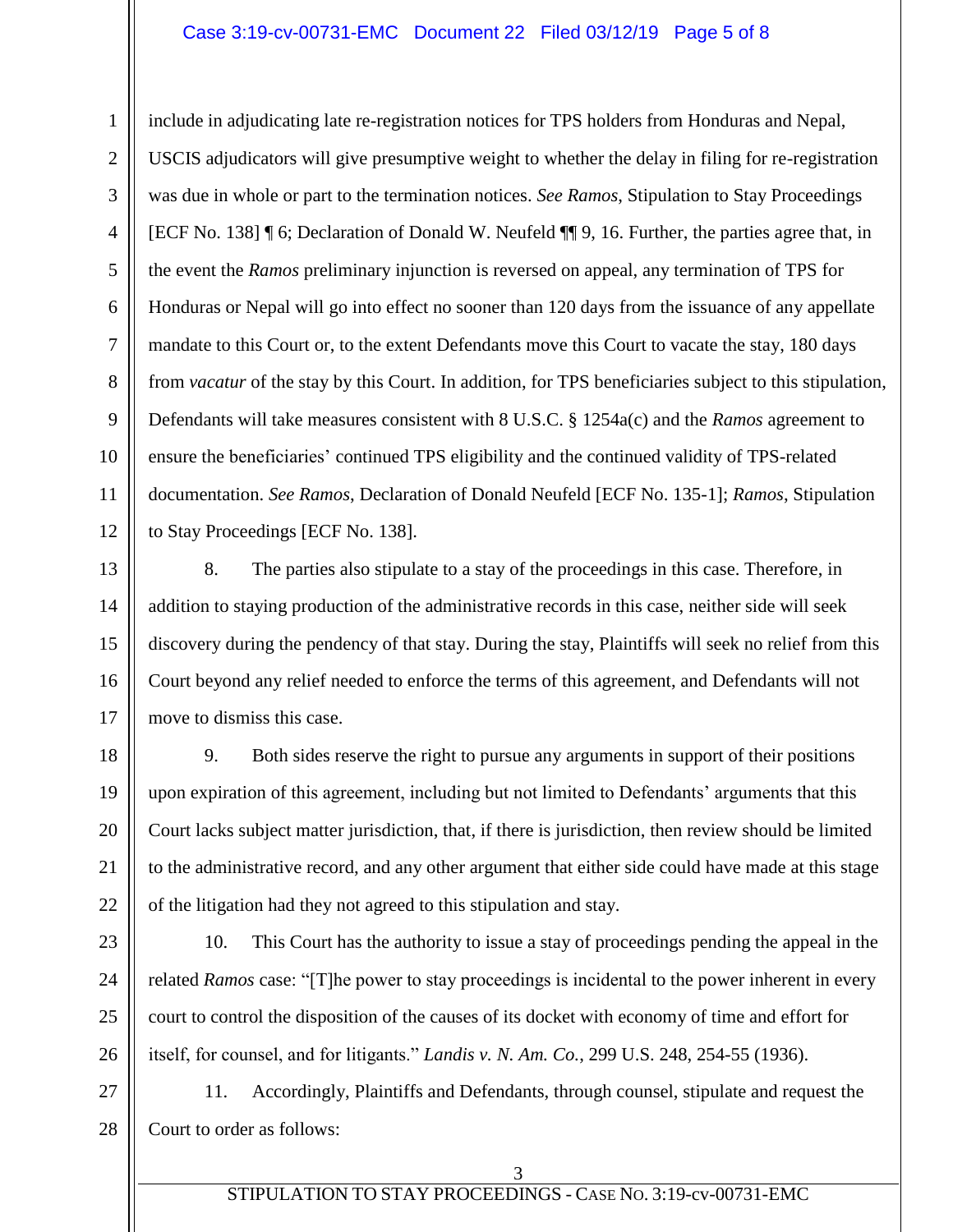include in adjudicating late re-registration notices for TPS holders from Honduras and Nepal, USCIS adjudicators will give presumptive weight to whether the delay in filing for re-registration was due in whole or part to the termination notices. *See Ramos*, Stipulation to Stay Proceedings [ECF No. 138] ¶ 6; Declaration of Donald W. Neufeld ¶¶ 9, 16. Further, the parties agree that, in the event the *Ramos* preliminary injunction is reversed on appeal, any termination of TPS for Honduras or Nepal will go into effect no sooner than 120 days from the issuance of any appellate mandate to this Court or, to the extent Defendants move this Court to vacate the stay, 180 days from *vacatur* of the stay by this Court. In addition, for TPS beneficiaries subject to this stipulation, Defendants will take measures consistent with 8 U.S.C. § 1254a(c) and the *Ramos* agreement to ensure the beneficiaries' continued TPS eligibility and the continued validity of TPS-related documentation. *See Ramos*, Declaration of Donald Neufeld [ECF No. 135-1]; *Ramos*, Stipulation to Stay Proceedings [ECF No. 138].

8. The parties also stipulate to a stay of the proceedings in this case. Therefore, in addition to staying production of the administrative records in this case, neither side will seek discovery during the pendency of that stay. During the stay, Plaintiffs will seek no relief from this Court beyond any relief needed to enforce the terms of this agreement, and Defendants will not move to dismiss this case.

9. Both sides reserve the right to pursue any arguments in support of their positions upon expiration of this agreement, including but not limited to Defendants' arguments that this Court lacks subject matter jurisdiction, that, if there is jurisdiction, then review should be limited to the administrative record, and any other argument that either side could have made at this stage of the litigation had they not agreed to this stipulation and stay.

10. This Court has the authority to issue a stay of proceedings pending the appeal in the related *Ramos* case: "[T]he power to stay proceedings is incidental to the power inherent in every court to control the disposition of the causes of its docket with economy of time and effort for itself, for counsel, and for litigants." *Landis v. N. Am. Co.*, 299 U.S. 248, 254-55 (1936).

11. Accordingly, Plaintiffs and Defendants, through counsel, stipulate and request the Court to order as follows: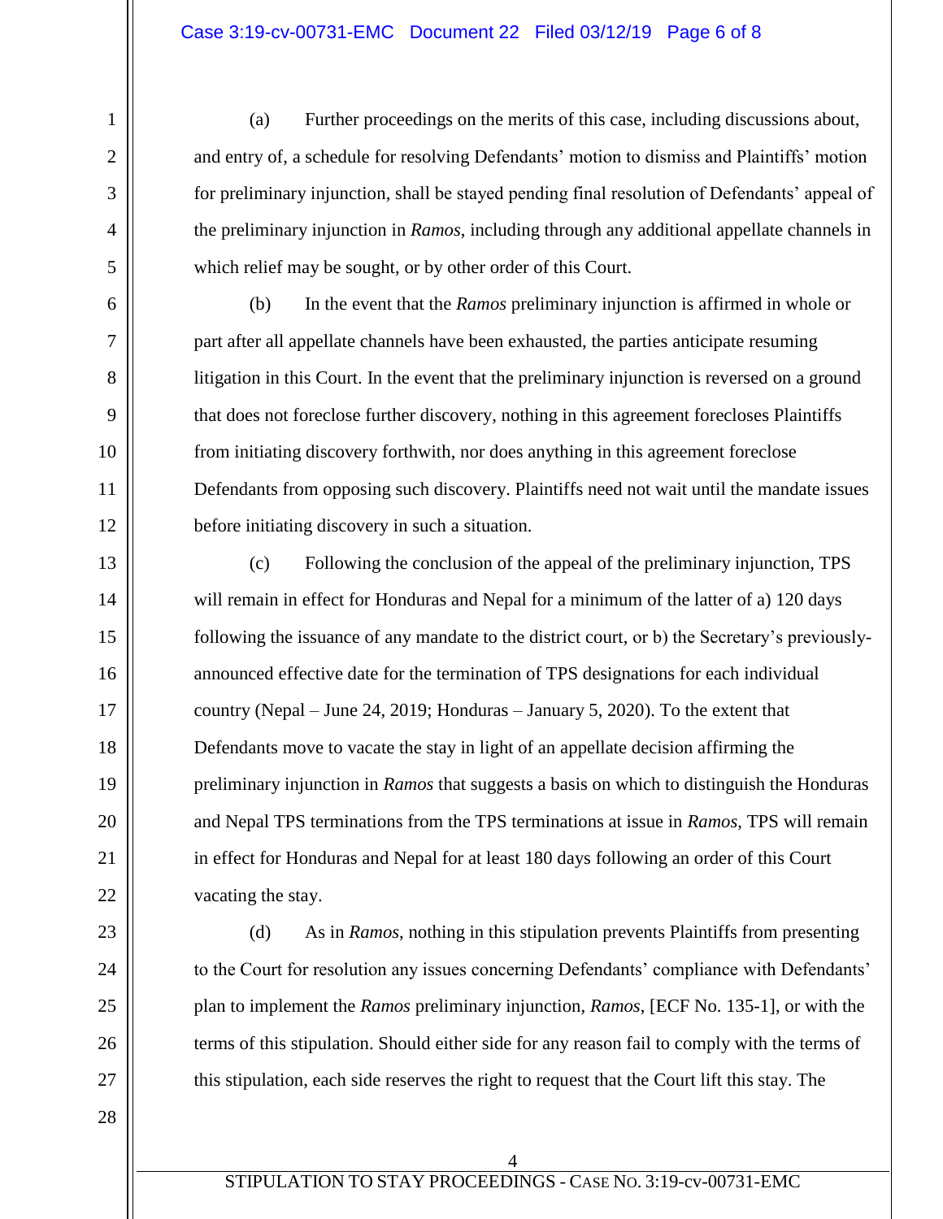(a) Further proceedings on the merits of this case, including discussions about, and entry of, a schedule for resolving Defendants' motion to dismiss and Plaintiffs' motion for preliminary injunction, shall be stayed pending final resolution of Defendants' appeal of the preliminary injunction in *Ramos*, including through any additional appellate channels in which relief may be sought, or by other order of this Court.

(b) In the event that the *Ramos* preliminary injunction is affirmed in whole or part after all appellate channels have been exhausted, the parties anticipate resuming litigation in this Court. In the event that the preliminary injunction is reversed on a ground that does not foreclose further discovery, nothing in this agreement forecloses Plaintiffs from initiating discovery forthwith, nor does anything in this agreement foreclose Defendants from opposing such discovery. Plaintiffs need not wait until the mandate issues before initiating discovery in such a situation.

(c) Following the conclusion of the appeal of the preliminary injunction, TPS will remain in effect for Honduras and Nepal for a minimum of the latter of a) 120 days following the issuance of any mandate to the district court, or b) the Secretary's previously-announced effective date for the termination of TPS designations for each individual country (Nepal – June 24, 2019; Honduras – January 5, 2020). To the extent that Defendants move to vacate the stay in light of an appellate decision affirming the preliminary injunction in *Ramos* that suggests a basis on which to distinguish the Honduras and Nepal TPS terminations from the TPS terminations at issue in *Ramos*, TPS will remain in effect for Honduras and Nepal for at least 180 days following an order of this Court vacating the stay.

(d) As in *Ramos*, nothing in this stipulation prevents Plaintiffs from presenting to the Court for resolution any issues concerning Defendants' compliance with Defendants' plan to implement the *Ramos* preliminary injunction, *Ramos*, [ECF No. 135-1], or with the terms of this stipulation. Should either side for any reason fail to comply with the terms of this stipulation, each side reserves the right to request that the Court lift this stay. The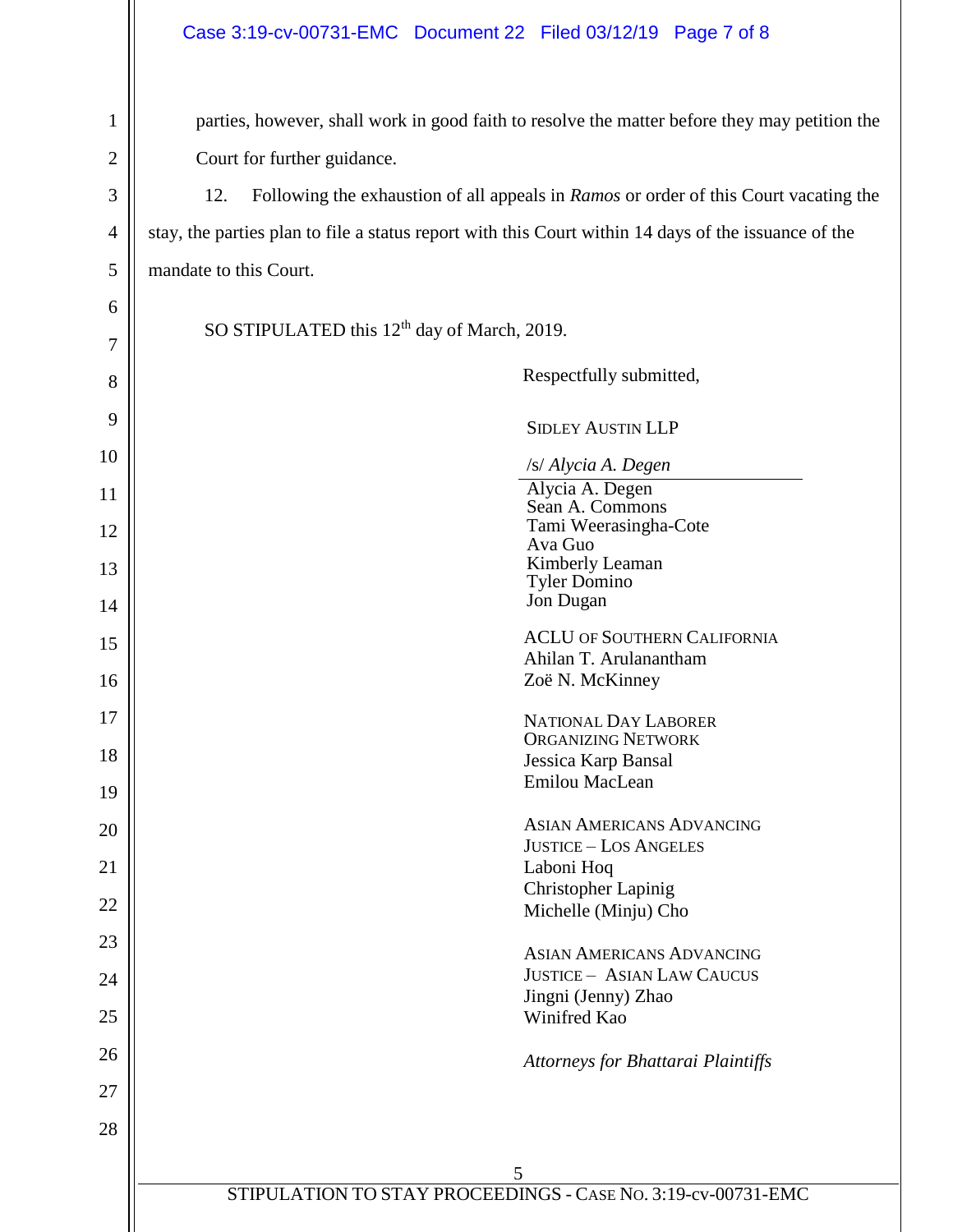parties, however, shall work in good faith to resolve the matter before they may petition the Court for further guidance.

12. Following the exhaustion of all appeals in *Ramos* or order of this Court vacating the stay, the parties plan to file a status report with this Court within 14 days of the issuance of the mandate to this Court.

SO STIPULATED this 12th day of March, 2019.

Respectfully submitted,

SIDLEY AUSTIN LLP

/s/ *Alycia A. Degen*
Alycia A. Degen
Sean A. Commons
Tami Weerasingha-Cote
Ava Guo
Kimberly Leaman
Tyler Domino
Jon Dugan

ACLU OF SOUTHERN CALIFORNIA
Ahilan T. Arulanantham
Zoë N. McKinney

NATIONAL DAY LABORER ORGANIZING NETWORK
Jessica Karp Bansal
Emilou MacLean

ASIAN AMERICANS ADVANCING JUSTICE – LOS ANGELES
Laboni Hoq
Christopher Lapinig
Michelle (Minju) Cho

ASIAN AMERICANS ADVANCING JUSTICE – ASIAN LAW CAUCUS
Jingni (Jenny) Zhao
Winifred Kao

*Attorneys for Bhattarai Plaintiffs*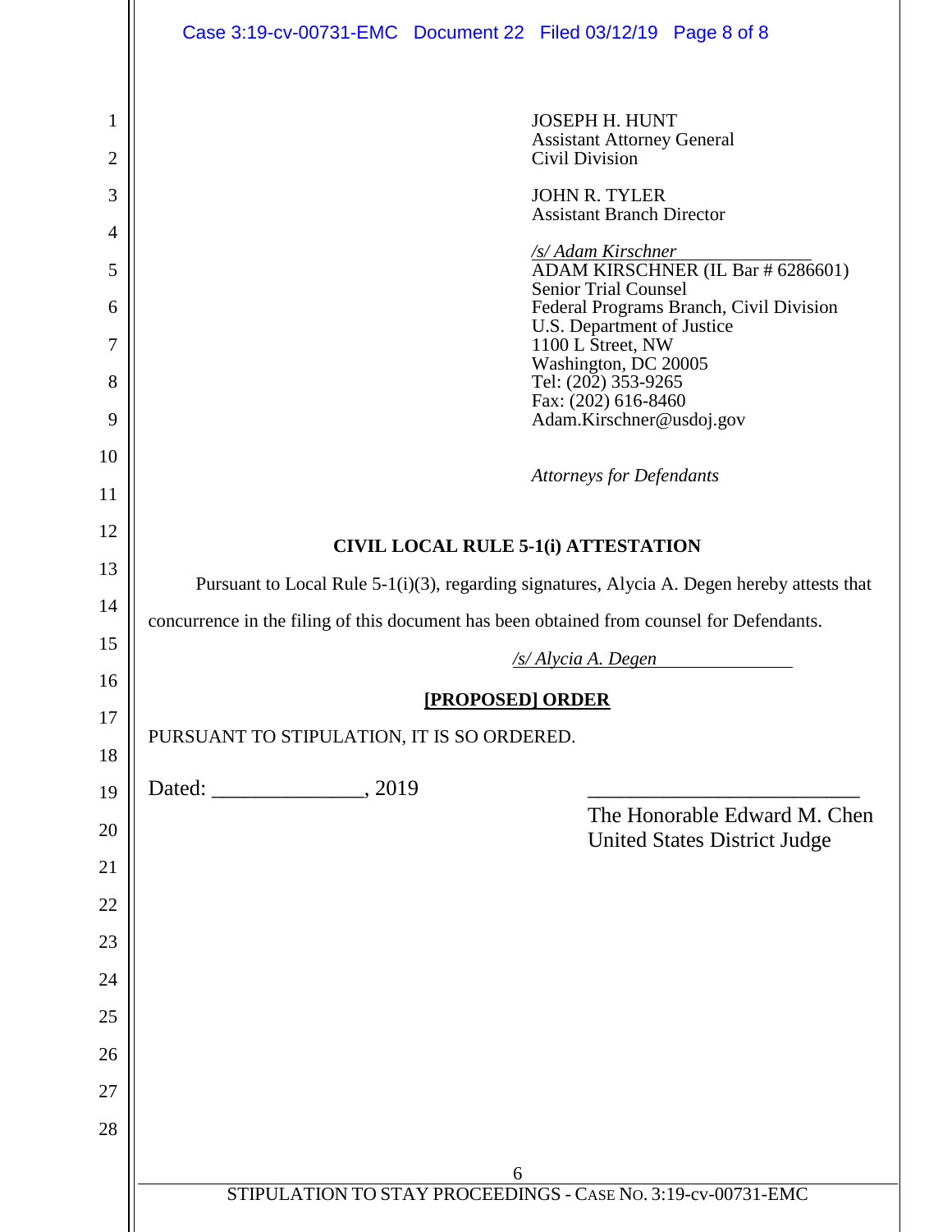JOSEPH H. HUNT
Assistant Attorney General
Civil Division

JOHN R. TYLER
Assistant Branch Director

*/s/ Adam Kirschner*
ADAM KIRSCHNER (IL Bar # 6286601)
Senior Trial Counsel
Federal Programs Branch, Civil Division
U.S. Department of Justice
1100 L Street, NW
Washington, DC 20005
Tel: (202) 353-9265
Fax: (202) 616-8460
Adam.Kirschner@usdoj.gov

*Attorneys for Defendants*

**CIVIL LOCAL RULE 5-1(i) ATTESTATION**

Pursuant to Local Rule 5-1(i)(3), regarding signatures, Alycia A. Degen hereby attests that concurrence in the filing of this document has been obtained from counsel for Defendants.

*/s/ Alycia A. Degen*

**[PROPOSED] ORDER**

PURSUANT TO STIPULATION, IT IS SO ORDERED.

Dated: ______________, 2019

_________________________
The Honorable Edward M. Chen
United States District Judge